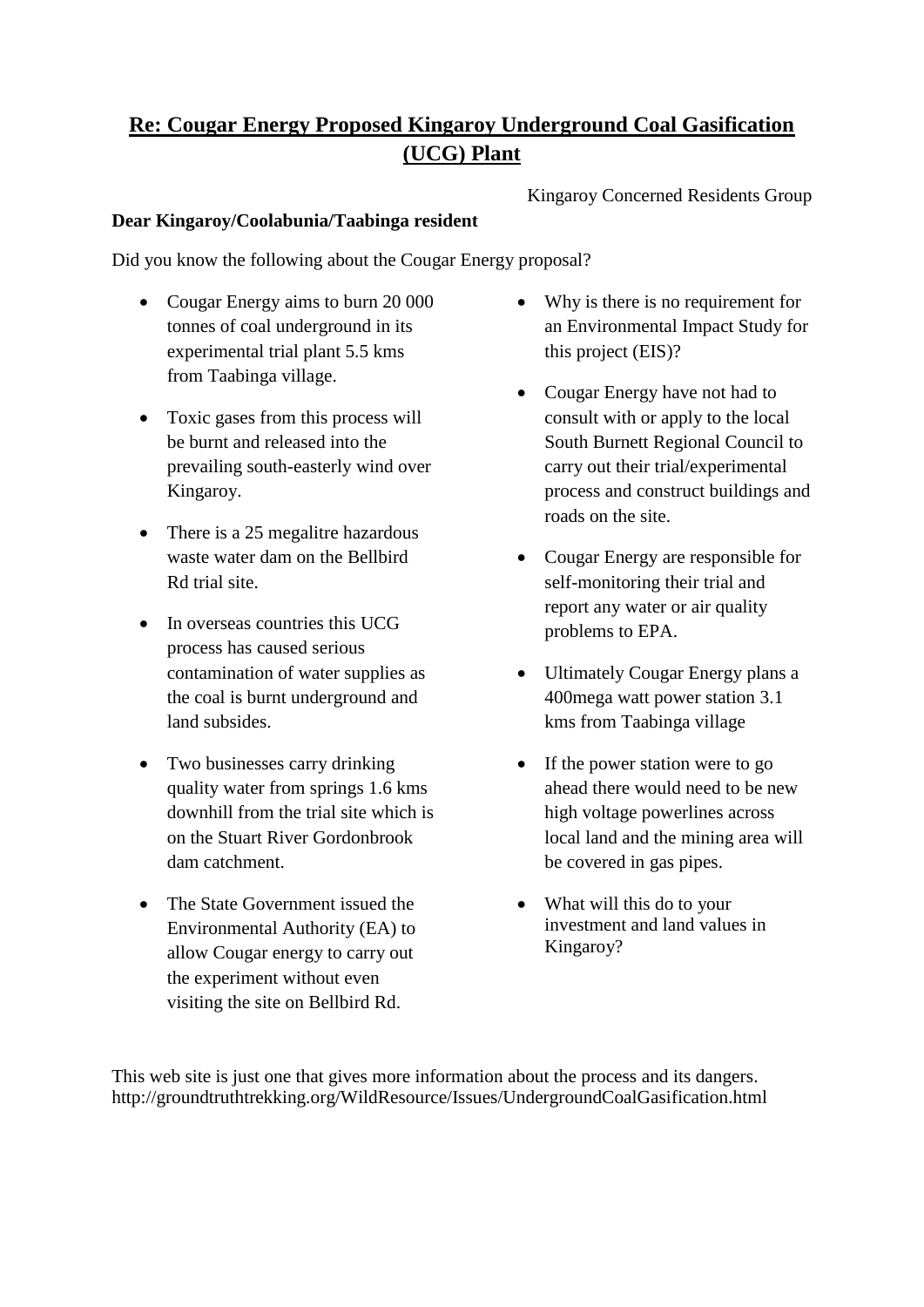# Re: Cougar Energy Proposed Kingaroy Underground Coal Gasification (UCG) Plant

Kingaroy Concerned Residents Group

**Dear Kingaroy/Coolabunia/Taabinga resident**

Did you know the following about the Cougar Energy proposal?

- Cougar Energy aims to burn 20 000 tonnes of coal underground in its experimental trial plant 5.5 kms from Taabinga village.
- Toxic gases from this process will be burnt and released into the prevailing south-easterly wind over Kingaroy.
- There is a 25 megalitre hazardous waste water dam on the Bellbird Rd trial site.
- In overseas countries this UCG process has caused serious contamination of water supplies as the coal is burnt underground and land subsides.
- Two businesses carry drinking quality water from springs 1.6 kms downhill from the trial site which is on the Stuart River Gordonbrook dam catchment.
- The State Government issued the Environmental Authority (EA) to allow Cougar energy to carry out the experiment without even visiting the site on Bellbird Rd.
- Why is there is no requirement for an Environmental Impact Study for this project (EIS)?
- Cougar Energy have not had to consult with or apply to the local South Burnett Regional Council to carry out their trial/experimental process and construct buildings and roads on the site.
- Cougar Energy are responsible for self-monitoring their trial and report any water or air quality problems to EPA.
- Ultimately Cougar Energy plans a 400mega watt power station 3.1 kms from Taabinga village
- If the power station were to go ahead there would need to be new high voltage powerlines across local land and the mining area will be covered in gas pipes.
- What will this do to your investment and land values in Kingaroy?

This web site is just one that gives more information about the process and its dangers.
http://groundtruthtrekking.org/WildResource/Issues/UndergroundCoalGasification.html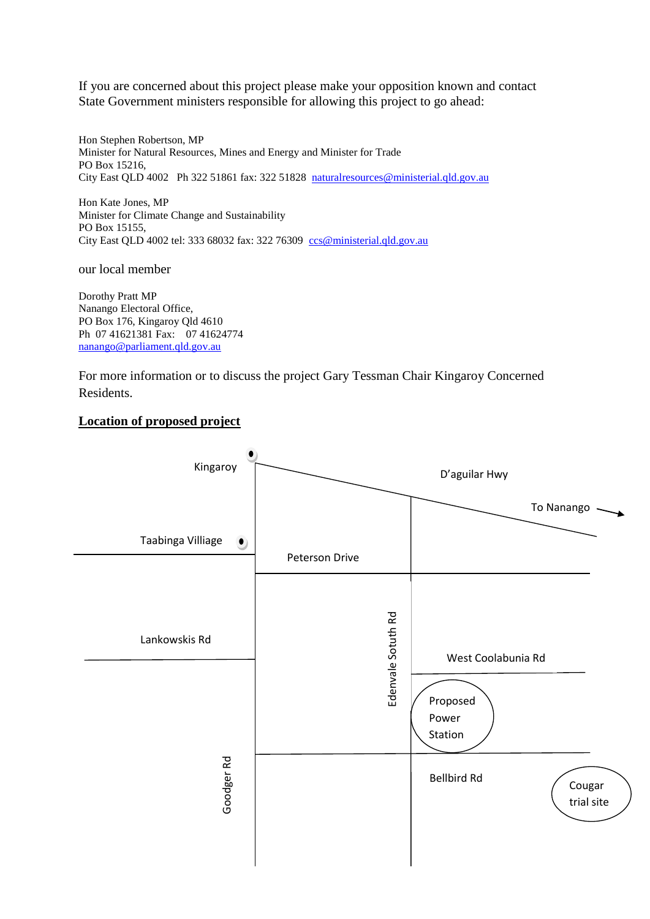If you are concerned about this project please make your opposition known and contact State Government ministers responsible for allowing this project to go ahead:

Hon Stephen Robertson, MP
Minister for Natural Resources, Mines and Energy and Minister for Trade
PO Box 15216,
City East QLD 4002   Ph 322 51861 fax: 322 51828  naturalresources@ministerial.qld.gov.au

Hon Kate Jones, MP
Minister for Climate Change and Sustainability
PO Box 15155,
City East QLD 4002 tel: 333 68032 fax: 322 76309  ccs@ministerial.qld.gov.au

our local member

Dorothy Pratt MP
Nanango Electoral Office,
PO Box 176, Kingaroy Qld 4610
Ph  07 41621381 Fax:    07 41624774
nanango@parliament.qld.gov.au

For more information or to discuss the project Gary Tessman Chair Kingaroy Concerned Residents.

**Location of proposed project**

Kingaroy

D'aguilar Hwy

To Nanango

Taabinga Villiage

Peterson Drive

Lankowskis Rd

Edenvale Sotuth Rd

West Coolabunia Rd

Proposed Power Station

Goodger Rd

Bellbird Rd

Cougar trial site